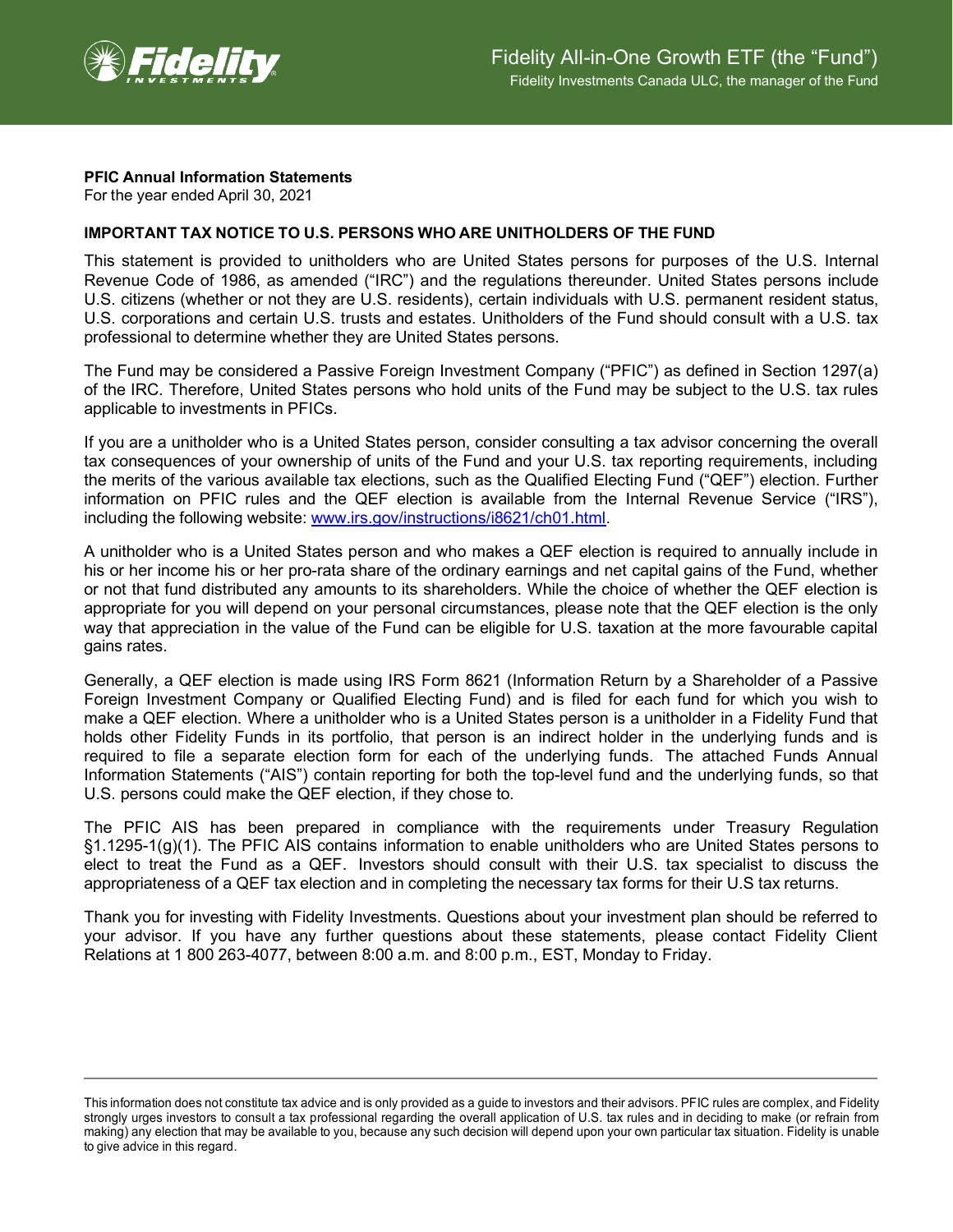# Fidelity All-in-One Growth ETF (the "Fund")

Fidelity Investments Canada ULC, the manager of the Fund

**PFIC Annual Information Statements**
For the year ended April 30, 2021

**IMPORTANT TAX NOTICE TO U.S. PERSONS WHO ARE UNITHOLDERS OF THE FUND**

This statement is provided to unitholders who are United States persons for purposes of the U.S. Internal Revenue Code of 1986, as amended ("IRC") and the regulations thereunder. United States persons include U.S. citizens (whether or not they are U.S. residents), certain individuals with U.S. permanent resident status, U.S. corporations and certain U.S. trusts and estates. Unitholders of the Fund should consult with a U.S. tax professional to determine whether they are United States persons.

The Fund may be considered a Passive Foreign Investment Company ("PFIC") as defined in Section 1297(a) of the IRC. Therefore, United States persons who hold units of the Fund may be subject to the U.S. tax rules applicable to investments in PFICs.

If you are a unitholder who is a United States person, consider consulting a tax advisor concerning the overall tax consequences of your ownership of units of the Fund and your U.S. tax reporting requirements, including the merits of the various available tax elections, such as the Qualified Electing Fund ("QEF") election. Further information on PFIC rules and the QEF election is available from the Internal Revenue Service ("IRS"), including the following website: [www.irs.gov/instructions/i8621/ch01.html](www.irs.gov/instructions/i8621/ch01.html).

A unitholder who is a United States person and who makes a QEF election is required to annually include in his or her income his or her pro-rata share of the ordinary earnings and net capital gains of the Fund, whether or not that fund distributed any amounts to its shareholders. While the choice of whether the QEF election is appropriate for you will depend on your personal circumstances, please note that the QEF election is the only way that appreciation in the value of the Fund can be eligible for U.S. taxation at the more favourable capital gains rates.

Generally, a QEF election is made using IRS Form 8621 (Information Return by a Shareholder of a Passive Foreign Investment Company or Qualified Electing Fund) and is filed for each fund for which you wish to make a QEF election. Where a unitholder who is a United States person is a unitholder in a Fidelity Fund that holds other Fidelity Funds in its portfolio, that person is an indirect holder in the underlying funds and is required to file a separate election form for each of the underlying funds. The attached Funds Annual Information Statements ("AIS") contain reporting for both the top-level fund and the underlying funds, so that U.S. persons could make the QEF election, if they chose to.

The PFIC AIS has been prepared in compliance with the requirements under Treasury Regulation §1.1295-1(g)(1). The PFIC AIS contains information to enable unitholders who are United States persons to elect to treat the Fund as a QEF. Investors should consult with their U.S. tax specialist to discuss the appropriateness of a QEF tax election and in completing the necessary tax forms for their U.S tax returns.

Thank you for investing with Fidelity Investments. Questions about your investment plan should be referred to your advisor. If you have any further questions about these statements, please contact Fidelity Client Relations at 1 800 263-4077, between 8:00 a.m. and 8:00 p.m., EST, Monday to Friday.

---

This information does not constitute tax advice and is only provided as a guide to investors and their advisors. PFIC rules are complex, and Fidelity strongly urges investors to consult a tax professional regarding the overall application of U.S. tax rules and in deciding to make (or refrain from making) any election that may be available to you, because any such decision will depend upon your own particular tax situation. Fidelity is unable to give advice in this regard.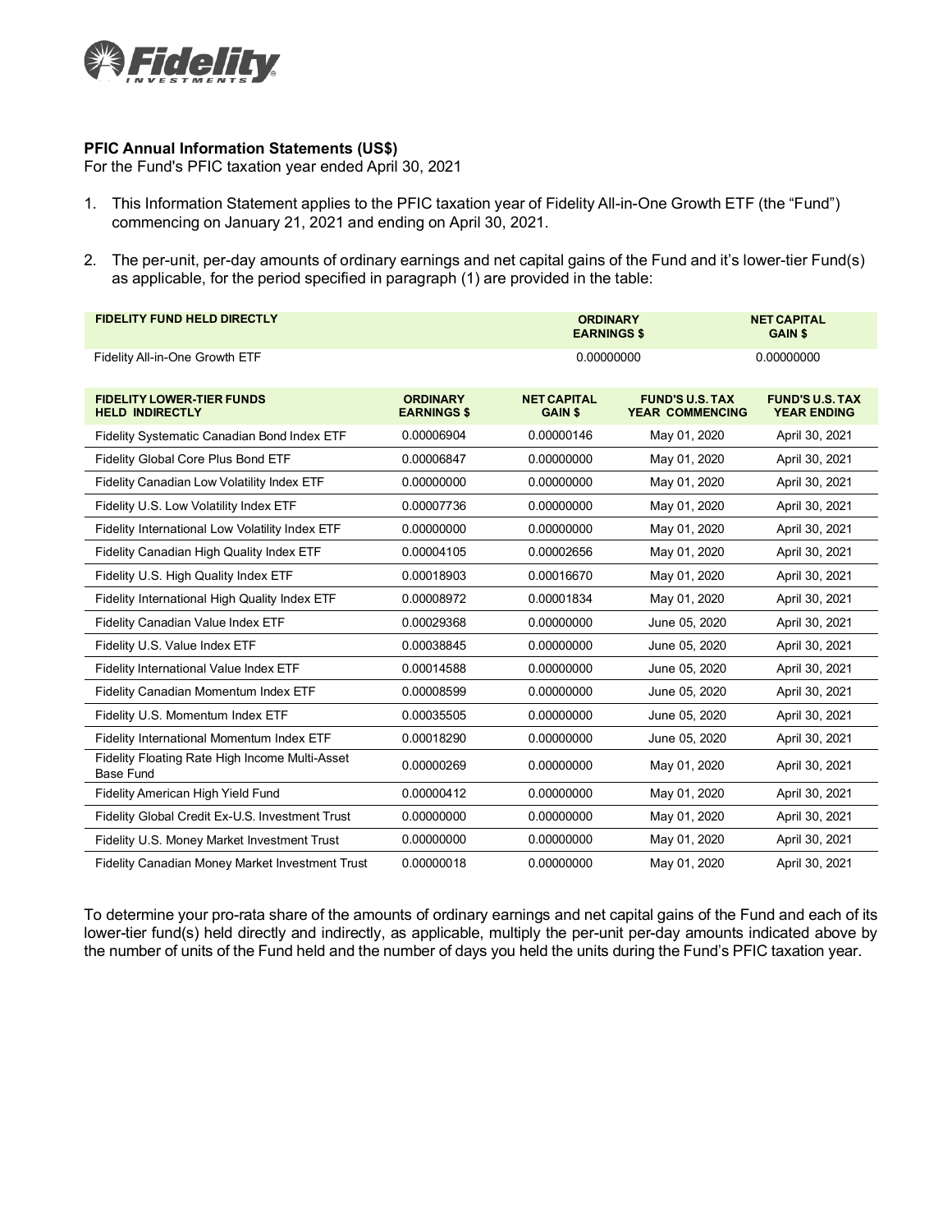**PFIC Annual Information Statements (US$)**

For the Fund's PFIC taxation year ended April 30, 2021

1. This Information Statement applies to the PFIC taxation year of Fidelity All-in-One Growth ETF (the "Fund") commencing on January 21, 2021 and ending on April 30, 2021.
2. The per-unit, per-day amounts of ordinary earnings and net capital gains of the Fund and it's lower-tier Fund(s) as applicable, for the period specified in paragraph (1) are provided in the table:

| FIDELITY FUND HELD DIRECTLY | ORDINARY EARNINGS $ | NET CAPITAL GAIN $ |
|---|---|---|
| Fidelity All-in-One Growth ETF | 0.00000000 | 0.00000000 |

| FIDELITY LOWER-TIER FUNDS HELD INDIRECTLY | ORDINARY EARNINGS $ | NET CAPITAL GAIN $ | FUND'S U.S. TAX YEAR COMMENCING | FUND'S U.S. TAX YEAR ENDING |
|---|---|---|---|---|
| Fidelity Systematic Canadian Bond Index ETF | 0.00006904 | 0.00000146 | May 01, 2020 | April 30, 2021 |
| Fidelity Global Core Plus Bond ETF | 0.00006847 | 0.00000000 | May 01, 2020 | April 30, 2021 |
| Fidelity Canadian Low Volatility Index ETF | 0.00000000 | 0.00000000 | May 01, 2020 | April 30, 2021 |
| Fidelity U.S. Low Volatility Index ETF | 0.00007736 | 0.00000000 | May 01, 2020 | April 30, 2021 |
| Fidelity International Low Volatility Index ETF | 0.00000000 | 0.00000000 | May 01, 2020 | April 30, 2021 |
| Fidelity Canadian High Quality Index ETF | 0.00004105 | 0.00002656 | May 01, 2020 | April 30, 2021 |
| Fidelity U.S. High Quality Index ETF | 0.00018903 | 0.00016670 | May 01, 2020 | April 30, 2021 |
| Fidelity International High Quality Index ETF | 0.00008972 | 0.00001834 | May 01, 2020 | April 30, 2021 |
| Fidelity Canadian Value Index ETF | 0.00029368 | 0.00000000 | June 05, 2020 | April 30, 2021 |
| Fidelity U.S. Value Index ETF | 0.00038845 | 0.00000000 | June 05, 2020 | April 30, 2021 |
| Fidelity International Value Index ETF | 0.00014588 | 0.00000000 | June 05, 2020 | April 30, 2021 |
| Fidelity Canadian Momentum Index ETF | 0.00008599 | 0.00000000 | June 05, 2020 | April 30, 2021 |
| Fidelity U.S. Momentum Index ETF | 0.00035505 | 0.00000000 | June 05, 2020 | April 30, 2021 |
| Fidelity International Momentum Index ETF | 0.00018290 | 0.00000000 | June 05, 2020 | April 30, 2021 |
| Fidelity Floating Rate High Income Multi-Asset Base Fund | 0.00000269 | 0.00000000 | May 01, 2020 | April 30, 2021 |
| Fidelity American High Yield Fund | 0.00000412 | 0.00000000 | May 01, 2020 | April 30, 2021 |
| Fidelity Global Credit Ex-U.S. Investment Trust | 0.00000000 | 0.00000000 | May 01, 2020 | April 30, 2021 |
| Fidelity U.S. Money Market Investment Trust | 0.00000000 | 0.00000000 | May 01, 2020 | April 30, 2021 |
| Fidelity Canadian Money Market Investment Trust | 0.00000018 | 0.00000000 | May 01, 2020 | April 30, 2021 |

To determine your pro-rata share of the amounts of ordinary earnings and net capital gains of the Fund and each of its lower-tier fund(s) held directly and indirectly, as applicable, multiply the per-unit per-day amounts indicated above by the number of units of the Fund held and the number of days you held the units during the Fund's PFIC taxation year.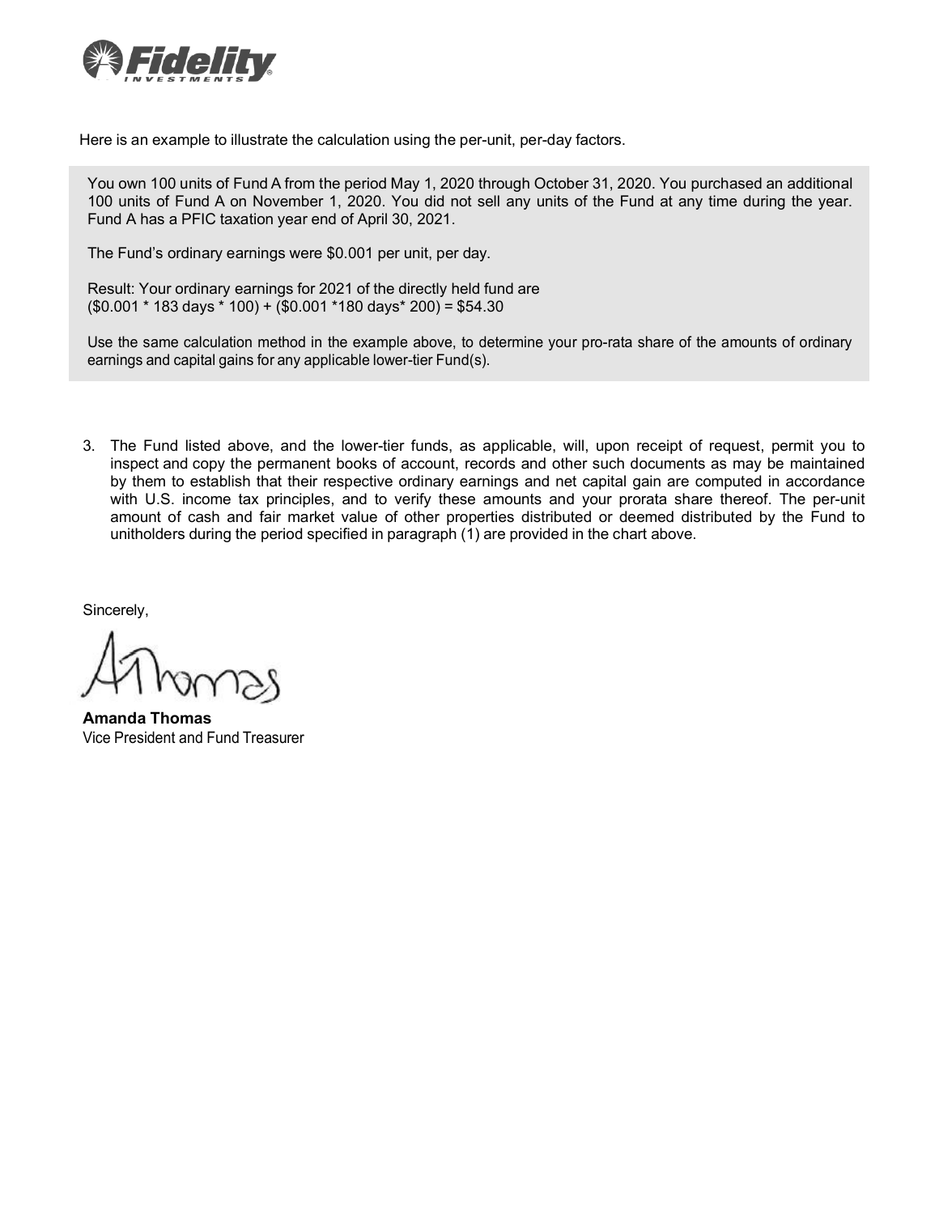Here is an example to illustrate the calculation using the per-unit, per-day factors.

> You own 100 units of Fund A from the period May 1, 2020 through October 31, 2020. You purchased an additional 100 units of Fund A on November 1, 2020. You did not sell any units of the Fund at any time during the year. Fund A has a PFIC taxation year end of April 30, 2021.
>
> The Fund's ordinary earnings were $0.001 per unit, per day.
>
> Result: Your ordinary earnings for 2021 of the directly held fund are
> ($0.001 * 183 days * 100) + ($0.001 *180 days* 200) = $54.30
>
> Use the same calculation method in the example above, to determine your pro-rata share of the amounts of ordinary earnings and capital gains for any applicable lower-tier Fund(s).

3. The Fund listed above, and the lower-tier funds, as applicable, will, upon receipt of request, permit you to inspect and copy the permanent books of account, records and other such documents as may be maintained by them to establish that their respective ordinary earnings and net capital gain are computed in accordance with U.S. income tax principles, and to verify these amounts and your prorata share thereof. The per-unit amount of cash and fair market value of other properties distributed or deemed distributed by the Fund to unitholders during the period specified in paragraph (1) are provided in the chart above.

Sincerely,

**Amanda Thomas**
Vice President and Fund Treasurer